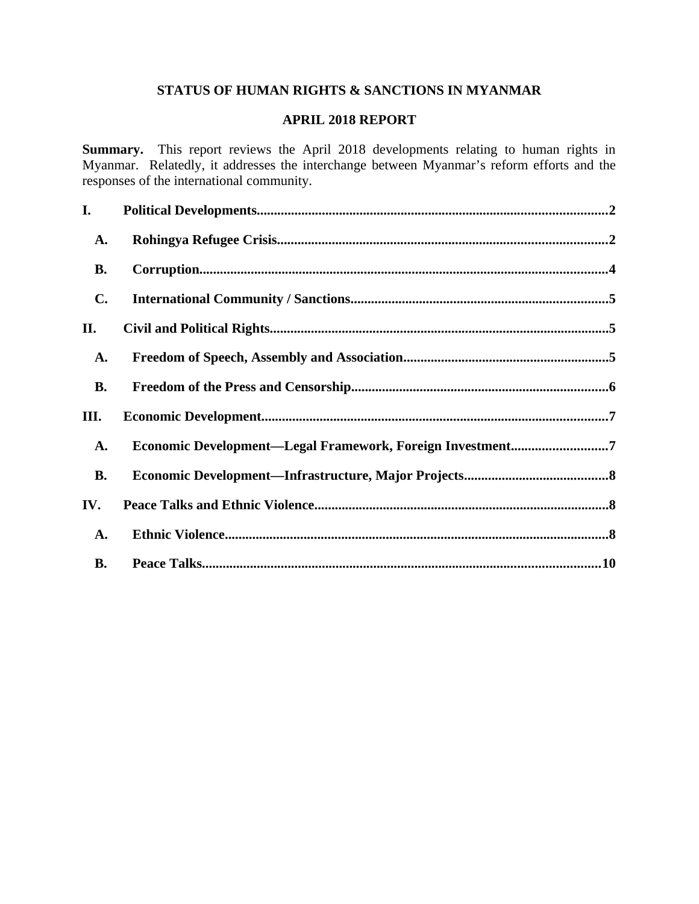# STATUS OF HUMAN RIGHTS & SANCTIONS IN MYANMAR

## APRIL 2018 REPORT

**Summary.** This report reviews the April 2018 developments relating to human rights in Myanmar. Relatedly, it addresses the interchange between Myanmar's reform efforts and the responses of the international community.

**I. Political Developments....................................................................................................2**

- **A. Rohingya Refugee Crisis...............................................................................................2**
- **B. Corruption....................................................................................................................4**
- **C. International Community / Sanctions..........................................................................5**

**II. Civil and Political Rights................................................................................................5**

- **A. Freedom of Speech, Assembly and Association...........................................................5**
- **B. Freedom of the Press and Censorship..........................................................................6**

**III. Economic Development.................................................................................................7**

- **A. Economic Development—Legal Framework, Foreign Investment............................7**
- **B. Economic Development—Infrastructure, Major Projects..........................................8**

**IV. Peace Talks and Ethnic Violence....................................................................................8**

- **A. Ethnic Violence.............................................................................................................8**
- **B. Peace Talks..................................................................................................................10**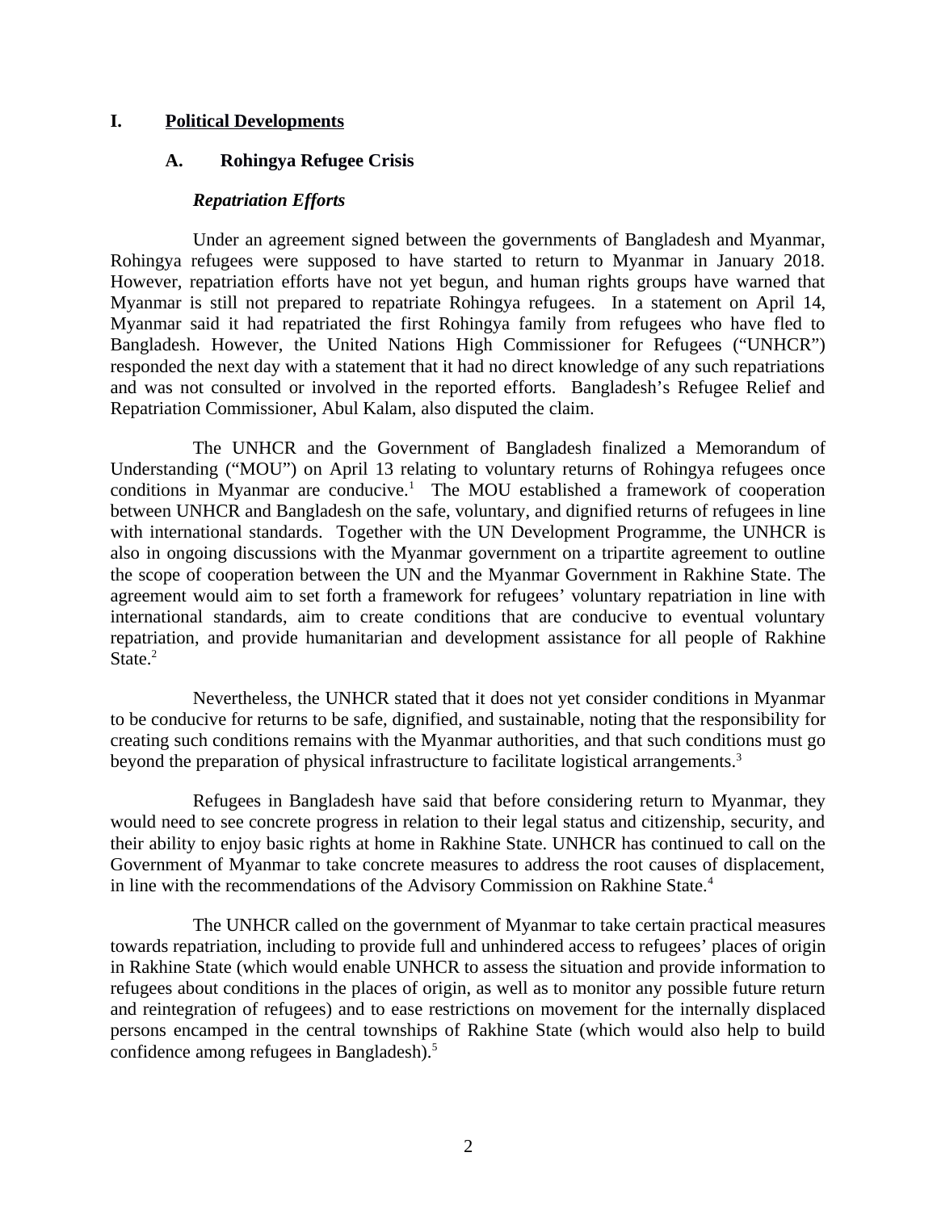# I. Political Developments

## A. Rohingya Refugee Crisis

### *Repatriation Efforts*

Under an agreement signed between the governments of Bangladesh and Myanmar, Rohingya refugees were supposed to have started to return to Myanmar in January 2018. However, repatriation efforts have not yet begun, and human rights groups have warned that Myanmar is still not prepared to repatriate Rohingya refugees. In a statement on April 14, Myanmar said it had repatriated the first Rohingya family from refugees who have fled to Bangladesh. However, the United Nations High Commissioner for Refugees ("UNHCR") responded the next day with a statement that it had no direct knowledge of any such repatriations and was not consulted or involved in the reported efforts. Bangladesh's Refugee Relief and Repatriation Commissioner, Abul Kalam, also disputed the claim.

The UNHCR and the Government of Bangladesh finalized a Memorandum of Understanding ("MOU") on April 13 relating to voluntary returns of Rohingya refugees once conditions in Myanmar are conducive.[1] The MOU established a framework of cooperation between UNHCR and Bangladesh on the safe, voluntary, and dignified returns of refugees in line with international standards. Together with the UN Development Programme, the UNHCR is also in ongoing discussions with the Myanmar government on a tripartite agreement to outline the scope of cooperation between the UN and the Myanmar Government in Rakhine State. The agreement would aim to set forth a framework for refugees' voluntary repatriation in line with international standards, aim to create conditions that are conducive to eventual voluntary repatriation, and provide humanitarian and development assistance for all people of Rakhine State.[2]

Nevertheless, the UNHCR stated that it does not yet consider conditions in Myanmar to be conducive for returns to be safe, dignified, and sustainable, noting that the responsibility for creating such conditions remains with the Myanmar authorities, and that such conditions must go beyond the preparation of physical infrastructure to facilitate logistical arrangements.[3]

Refugees in Bangladesh have said that before considering return to Myanmar, they would need to see concrete progress in relation to their legal status and citizenship, security, and their ability to enjoy basic rights at home in Rakhine State. UNHCR has continued to call on the Government of Myanmar to take concrete measures to address the root causes of displacement, in line with the recommendations of the Advisory Commission on Rakhine State.[4]

The UNHCR called on the government of Myanmar to take certain practical measures towards repatriation, including to provide full and unhindered access to refugees' places of origin in Rakhine State (which would enable UNHCR to assess the situation and provide information to refugees about conditions in the places of origin, as well as to monitor any possible future return and reintegration of refugees) and to ease restrictions on movement for the internally displaced persons encamped in the central townships of Rakhine State (which would also help to build confidence among refugees in Bangladesh).[5]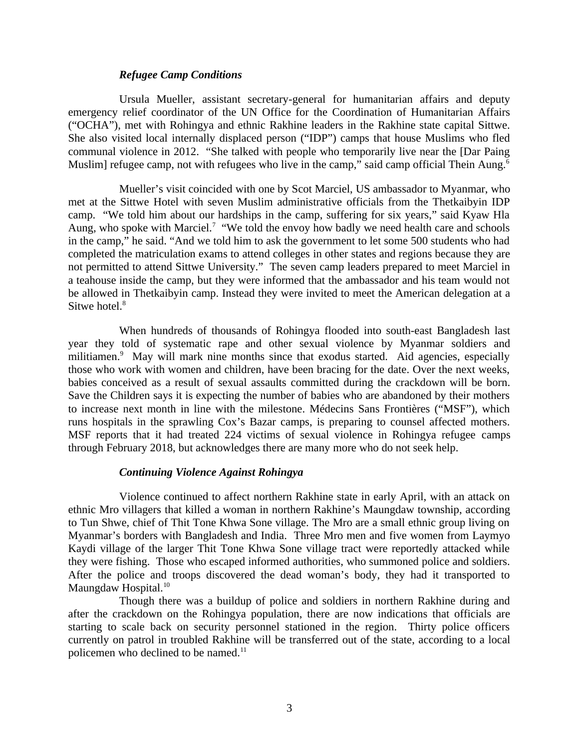### *Refugee Camp Conditions*

Ursula Mueller, assistant secretary-general for humanitarian affairs and deputy emergency relief coordinator of the UN Office for the Coordination of Humanitarian Affairs ("OCHA"), met with Rohingya and ethnic Rakhine leaders in the Rakhine state capital Sittwe. She also visited local internally displaced person ("IDP") camps that house Muslims who fled communal violence in 2012. "She talked with people who temporarily live near the [Dar Paing Muslim] refugee camp, not with refugees who live in the camp," said camp official Thein Aung.[6]

Mueller's visit coincided with one by Scot Marciel, US ambassador to Myanmar, who met at the Sittwe Hotel with seven Muslim administrative officials from the Thetkaibyin IDP camp. "We told him about our hardships in the camp, suffering for six years," said Kyaw Hla Aung, who spoke with Marciel.[7] "We told the envoy how badly we need health care and schools in the camp," he said. "And we told him to ask the government to let some 500 students who had completed the matriculation exams to attend colleges in other states and regions because they are not permitted to attend Sittwe University." The seven camp leaders prepared to meet Marciel in a teahouse inside the camp, but they were informed that the ambassador and his team would not be allowed in Thetkaibyin camp. Instead they were invited to meet the American delegation at a Sitwe hotel.[8]

When hundreds of thousands of Rohingya flooded into south-east Bangladesh last year they told of systematic rape and other sexual violence by Myanmar soldiers and militiamen.[9] May will mark nine months since that exodus started. Aid agencies, especially those who work with women and children, have been bracing for the date. Over the next weeks, babies conceived as a result of sexual assaults committed during the crackdown will be born. Save the Children says it is expecting the number of babies who are abandoned by their mothers to increase next month in line with the milestone. Médecins Sans Frontières ("MSF"), which runs hospitals in the sprawling Cox's Bazar camps, is preparing to counsel affected mothers. MSF reports that it had treated 224 victims of sexual violence in Rohingya refugee camps through February 2018, but acknowledges there are many more who do not seek help.

### *Continuing Violence Against Rohingya*

Violence continued to affect northern Rakhine state in early April, with an attack on ethnic Mro villagers that killed a woman in northern Rakhine's Maungdaw township, according to Tun Shwe, chief of Thit Tone Khwa Sone village. The Mro are a small ethnic group living on Myanmar's borders with Bangladesh and India. Three Mro men and five women from Laymyo Kaydi village of the larger Thit Tone Khwa Sone village tract were reportedly attacked while they were fishing. Those who escaped informed authorities, who summoned police and soldiers. After the police and troops discovered the dead woman's body, they had it transported to Maungdaw Hospital.[10]

Though there was a buildup of police and soldiers in northern Rakhine during and after the crackdown on the Rohingya population, there are now indications that officials are starting to scale back on security personnel stationed in the region. Thirty police officers currently on patrol in troubled Rakhine will be transferred out of the state, according to a local policemen who declined to be named.[11]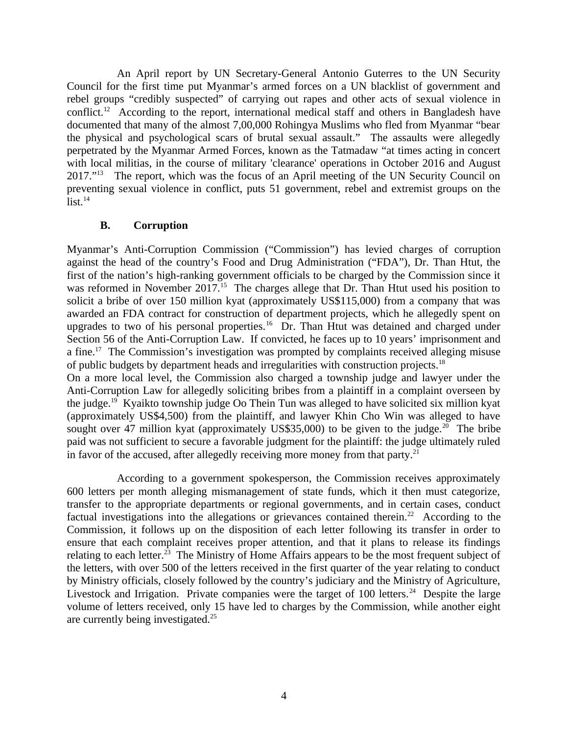An April report by UN Secretary-General Antonio Guterres to the UN Security Council for the first time put Myanmar's armed forces on a UN blacklist of government and rebel groups "credibly suspected" of carrying out rapes and other acts of sexual violence in conflict.[12] According to the report, international medical staff and others in Bangladesh have documented that many of the almost 7,00,000 Rohingya Muslims who fled from Myanmar "bear the physical and psychological scars of brutal sexual assault." The assaults were allegedly perpetrated by the Myanmar Armed Forces, known as the Tatmadaw "at times acting in concert with local militias, in the course of military 'clearance' operations in October 2016 and August 2017."[13] The report, which was the focus of an April meeting of the UN Security Council on preventing sexual violence in conflict, puts 51 government, rebel and extremist groups on the list.[14]

## B. Corruption

Myanmar's Anti-Corruption Commission ("Commission") has levied charges of corruption against the head of the country's Food and Drug Administration ("FDA"), Dr. Than Htut, the first of the nation's high-ranking government officials to be charged by the Commission since it was reformed in November 2017.[15] The charges allege that Dr. Than Htut used his position to solicit a bribe of over 150 million kyat (approximately US$115,000) from a company that was awarded an FDA contract for construction of department projects, which he allegedly spent on upgrades to two of his personal properties.[16] Dr. Than Htut was detained and charged under Section 56 of the Anti-Corruption Law. If convicted, he faces up to 10 years' imprisonment and a fine.[17] The Commission's investigation was prompted by complaints received alleging misuse of public budgets by department heads and irregularities with construction projects.[18]

On a more local level, the Commission also charged a township judge and lawyer under the Anti-Corruption Law for allegedly soliciting bribes from a plaintiff in a complaint overseen by the judge.[19] Kyaikto township judge Oo Thein Tun was alleged to have solicited six million kyat (approximately US$4,500) from the plaintiff, and lawyer Khin Cho Win was alleged to have sought over 47 million kyat (approximately US$35,000) to be given to the judge.[20] The bribe paid was not sufficient to secure a favorable judgment for the plaintiff: the judge ultimately ruled in favor of the accused, after allegedly receiving more money from that party.[21]

According to a government spokesperson, the Commission receives approximately 600 letters per month alleging mismanagement of state funds, which it then must categorize, transfer to the appropriate departments or regional governments, and in certain cases, conduct factual investigations into the allegations or grievances contained therein.[22] According to the Commission, it follows up on the disposition of each letter following its transfer in order to ensure that each complaint receives proper attention, and that it plans to release its findings relating to each letter.[23] The Ministry of Home Affairs appears to be the most frequent subject of the letters, with over 500 of the letters received in the first quarter of the year relating to conduct by Ministry officials, closely followed by the country's judiciary and the Ministry of Agriculture, Livestock and Irrigation. Private companies were the target of 100 letters.[24] Despite the large volume of letters received, only 15 have led to charges by the Commission, while another eight are currently being investigated.[25]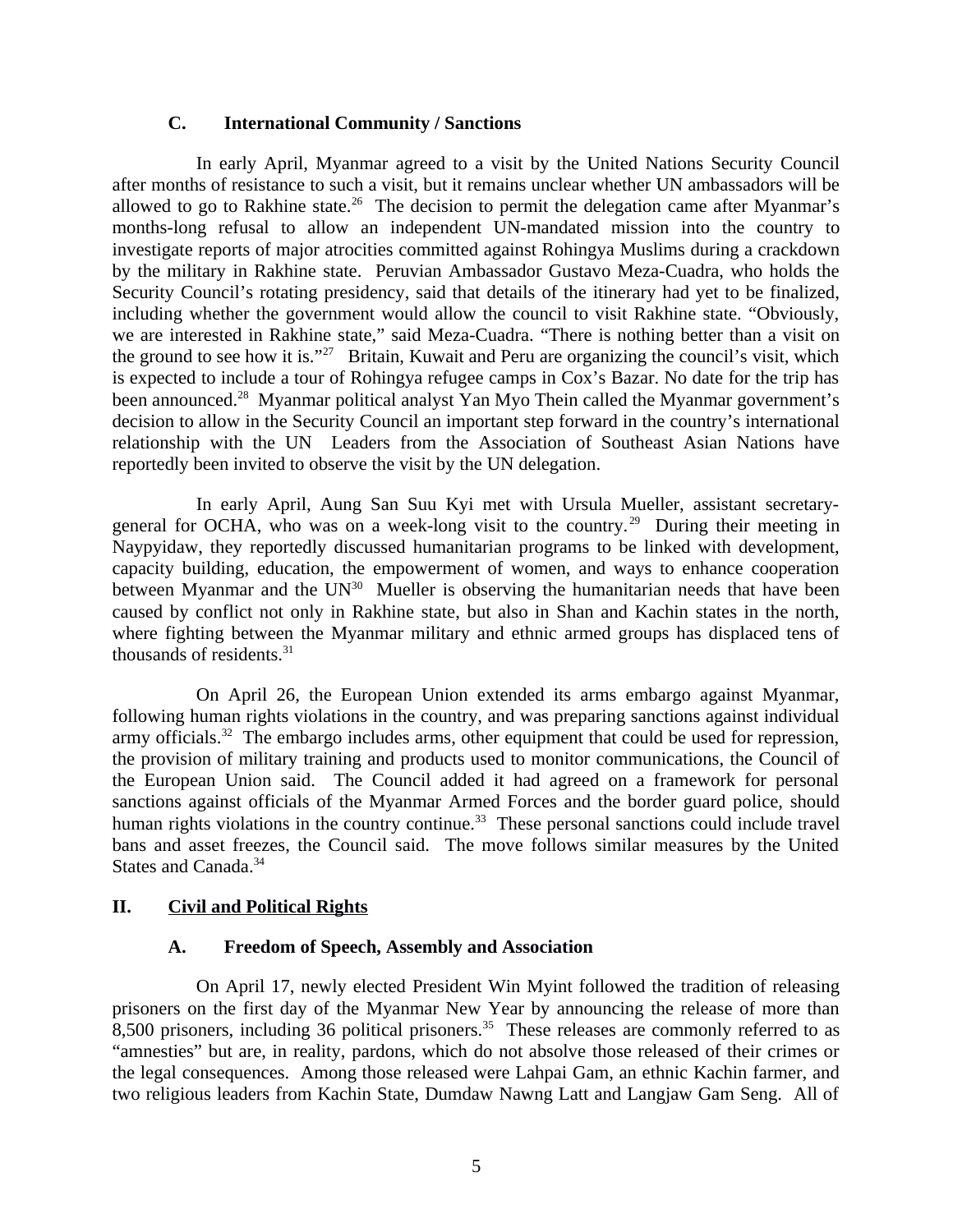### C. International Community / Sanctions

In early April, Myanmar agreed to a visit by the United Nations Security Council after months of resistance to such a visit, but it remains unclear whether UN ambassadors will be allowed to go to Rakhine state.[26] The decision to permit the delegation came after Myanmar's months-long refusal to allow an independent UN-mandated mission into the country to investigate reports of major atrocities committed against Rohingya Muslims during a crackdown by the military in Rakhine state. Peruvian Ambassador Gustavo Meza-Cuadra, who holds the Security Council's rotating presidency, said that details of the itinerary had yet to be finalized, including whether the government would allow the council to visit Rakhine state. "Obviously, we are interested in Rakhine state," said Meza-Cuadra. "There is nothing better than a visit on the ground to see how it is."[27] Britain, Kuwait and Peru are organizing the council's visit, which is expected to include a tour of Rohingya refugee camps in Cox's Bazar. No date for the trip has been announced.[28] Myanmar political analyst Yan Myo Thein called the Myanmar government's decision to allow in the Security Council an important step forward in the country's international relationship with the UN Leaders from the Association of Southeast Asian Nations have reportedly been invited to observe the visit by the UN delegation.

In early April, Aung San Suu Kyi met with Ursula Mueller, assistant secretary-general for OCHA, who was on a week-long visit to the country.[29] During their meeting in Naypyidaw, they reportedly discussed humanitarian programs to be linked with development, capacity building, education, the empowerment of women, and ways to enhance cooperation between Myanmar and the UN[30] Mueller is observing the humanitarian needs that have been caused by conflict not only in Rakhine state, but also in Shan and Kachin states in the north, where fighting between the Myanmar military and ethnic armed groups has displaced tens of thousands of residents.[31]

On April 26, the European Union extended its arms embargo against Myanmar, following human rights violations in the country, and was preparing sanctions against individual army officials.[32] The embargo includes arms, other equipment that could be used for repression, the provision of military training and products used to monitor communications, the Council of the European Union said. The Council added it had agreed on a framework for personal sanctions against officials of the Myanmar Armed Forces and the border guard police, should human rights violations in the country continue.[33] These personal sanctions could include travel bans and asset freezes, the Council said. The move follows similar measures by the United States and Canada.[34]

## II. <u>Civil and Political Rights</u>

### A. Freedom of Speech, Assembly and Association

On April 17, newly elected President Win Myint followed the tradition of releasing prisoners on the first day of the Myanmar New Year by announcing the release of more than 8,500 prisoners, including 36 political prisoners.[35] These releases are commonly referred to as "amnesties" but are, in reality, pardons, which do not absolve those released of their crimes or the legal consequences. Among those released were Lahpai Gam, an ethnic Kachin farmer, and two religious leaders from Kachin State, Dumdaw Nawng Latt and Langjaw Gam Seng. All of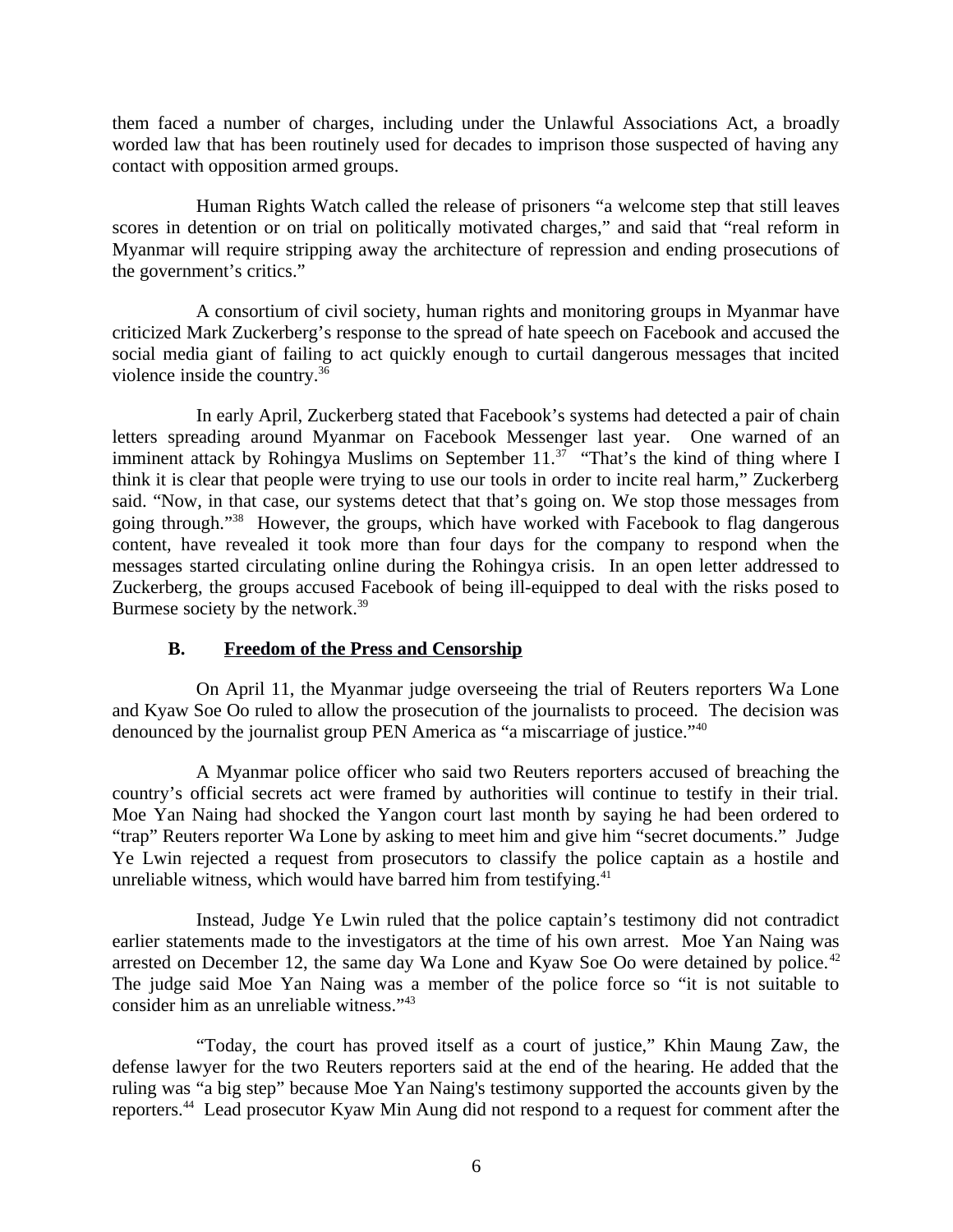them faced a number of charges, including under the Unlawful Associations Act, a broadly worded law that has been routinely used for decades to imprison those suspected of having any contact with opposition armed groups.

Human Rights Watch called the release of prisoners "a welcome step that still leaves scores in detention or on trial on politically motivated charges," and said that "real reform in Myanmar will require stripping away the architecture of repression and ending prosecutions of the government's critics."

A consortium of civil society, human rights and monitoring groups in Myanmar have criticized Mark Zuckerberg's response to the spread of hate speech on Facebook and accused the social media giant of failing to act quickly enough to curtail dangerous messages that incited violence inside the country.[36]

In early April, Zuckerberg stated that Facebook's systems had detected a pair of chain letters spreading around Myanmar on Facebook Messenger last year. One warned of an imminent attack by Rohingya Muslims on September 11.[37] "That's the kind of thing where I think it is clear that people were trying to use our tools in order to incite real harm," Zuckerberg said. "Now, in that case, our systems detect that that's going on. We stop those messages from going through."[38] However, the groups, which have worked with Facebook to flag dangerous content, have revealed it took more than four days for the company to respond when the messages started circulating online during the Rohingya crisis. In an open letter addressed to Zuckerberg, the groups accused Facebook of being ill-equipped to deal with the risks posed to Burmese society by the network.[39]

### B. Freedom of the Press and Censorship

On April 11, the Myanmar judge overseeing the trial of Reuters reporters Wa Lone and Kyaw Soe Oo ruled to allow the prosecution of the journalists to proceed. The decision was denounced by the journalist group PEN America as "a miscarriage of justice."[40]

A Myanmar police officer who said two Reuters reporters accused of breaching the country's official secrets act were framed by authorities will continue to testify in their trial. Moe Yan Naing had shocked the Yangon court last month by saying he had been ordered to "trap" Reuters reporter Wa Lone by asking to meet him and give him "secret documents." Judge Ye Lwin rejected a request from prosecutors to classify the police captain as a hostile and unreliable witness, which would have barred him from testifying.[41]

Instead, Judge Ye Lwin ruled that the police captain's testimony did not contradict earlier statements made to the investigators at the time of his own arrest. Moe Yan Naing was arrested on December 12, the same day Wa Lone and Kyaw Soe Oo were detained by police.[42] The judge said Moe Yan Naing was a member of the police force so "it is not suitable to consider him as an unreliable witness."[43]

"Today, the court has proved itself as a court of justice," Khin Maung Zaw, the defense lawyer for the two Reuters reporters said at the end of the hearing. He added that the ruling was "a big step" because Moe Yan Naing's testimony supported the accounts given by the reporters.[44] Lead prosecutor Kyaw Min Aung did not respond to a request for comment after the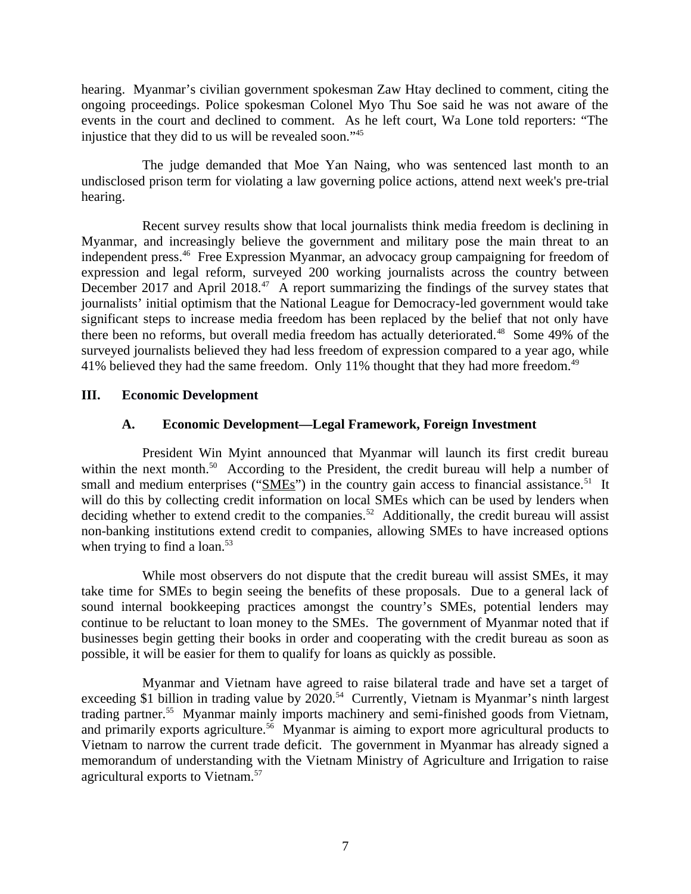hearing. Myanmar's civilian government spokesman Zaw Htay declined to comment, citing the ongoing proceedings. Police spokesman Colonel Myo Thu Soe said he was not aware of the events in the court and declined to comment. As he left court, Wa Lone told reporters: "The injustice that they did to us will be revealed soon."[45]

The judge demanded that Moe Yan Naing, who was sentenced last month to an undisclosed prison term for violating a law governing police actions, attend next week's pre-trial hearing.

Recent survey results show that local journalists think media freedom is declining in Myanmar, and increasingly believe the government and military pose the main threat to an independent press.[46] Free Expression Myanmar, an advocacy group campaigning for freedom of expression and legal reform, surveyed 200 working journalists across the country between December 2017 and April 2018.[47] A report summarizing the findings of the survey states that journalists' initial optimism that the National League for Democracy-led government would take significant steps to increase media freedom has been replaced by the belief that not only have there been no reforms, but overall media freedom has actually deteriorated.[48] Some 49% of the surveyed journalists believed they had less freedom of expression compared to a year ago, while 41% believed they had the same freedom. Only 11% thought that they had more freedom.[49]

## III. Economic Development

### A. Economic Development—Legal Framework, Foreign Investment

President Win Myint announced that Myanmar will launch its first credit bureau within the next month.[50] According to the President, the credit bureau will help a number of small and medium enterprises ("SMEs") in the country gain access to financial assistance.[51] It will do this by collecting credit information on local SMEs which can be used by lenders when deciding whether to extend credit to the companies.[52] Additionally, the credit bureau will assist non-banking institutions extend credit to companies, allowing SMEs to have increased options when trying to find a loan.[53]

While most observers do not dispute that the credit bureau will assist SMEs, it may take time for SMEs to begin seeing the benefits of these proposals. Due to a general lack of sound internal bookkeeping practices amongst the country's SMEs, potential lenders may continue to be reluctant to loan money to the SMEs. The government of Myanmar noted that if businesses begin getting their books in order and cooperating with the credit bureau as soon as possible, it will be easier for them to qualify for loans as quickly as possible.

Myanmar and Vietnam have agreed to raise bilateral trade and have set a target of exceeding $1 billion in trading value by 2020.[54] Currently, Vietnam is Myanmar's ninth largest trading partner.[55] Myanmar mainly imports machinery and semi-finished goods from Vietnam, and primarily exports agriculture.[56] Myanmar is aiming to export more agricultural products to Vietnam to narrow the current trade deficit. The government in Myanmar has already signed a memorandum of understanding with the Vietnam Ministry of Agriculture and Irrigation to raise agricultural exports to Vietnam.[57]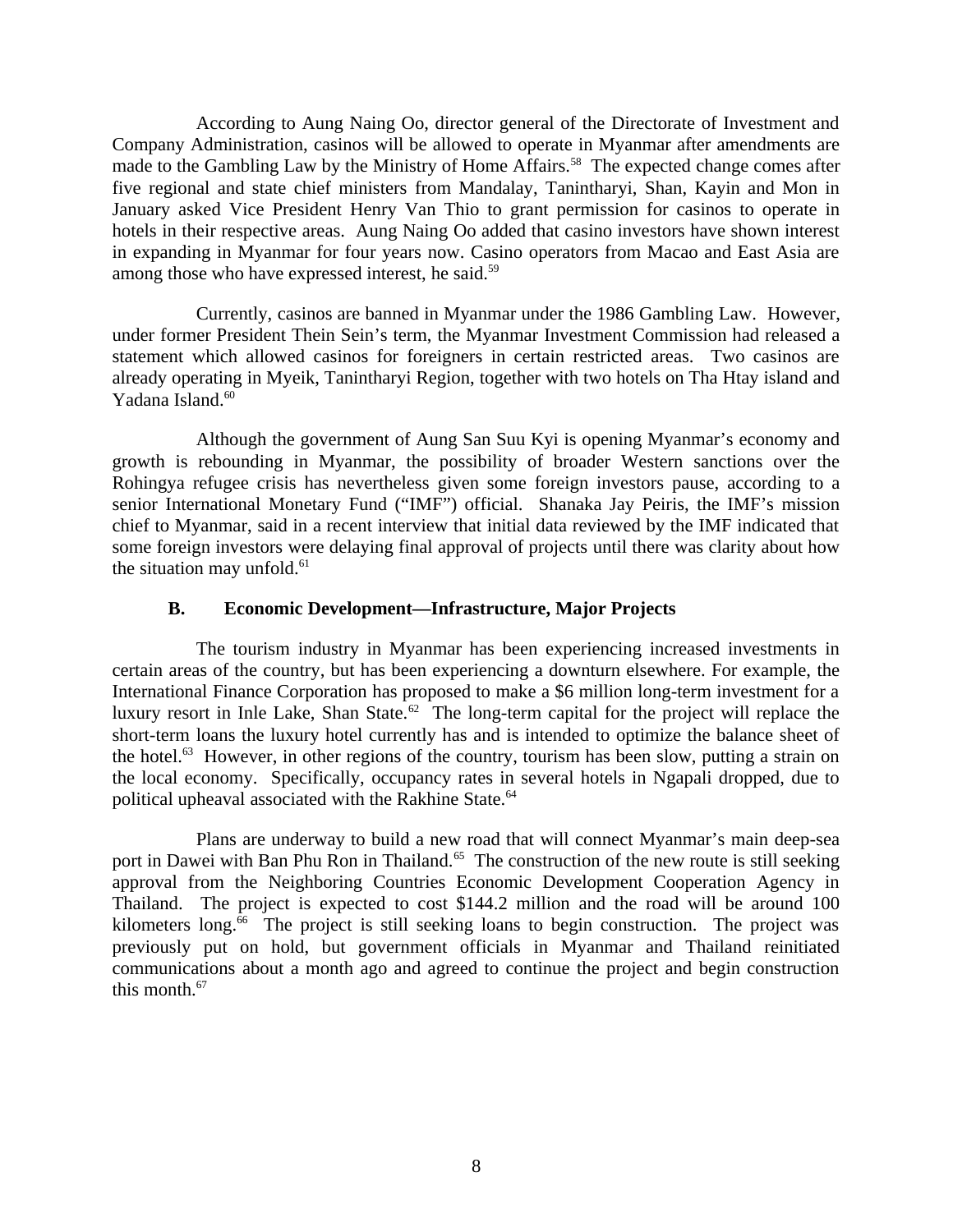According to Aung Naing Oo, director general of the Directorate of Investment and Company Administration, casinos will be allowed to operate in Myanmar after amendments are made to the Gambling Law by the Ministry of Home Affairs.[58] The expected change comes after five regional and state chief ministers from Mandalay, Tanintharyi, Shan, Kayin and Mon in January asked Vice President Henry Van Thio to grant permission for casinos to operate in hotels in their respective areas. Aung Naing Oo added that casino investors have shown interest in expanding in Myanmar for four years now. Casino operators from Macao and East Asia are among those who have expressed interest, he said.[59]

Currently, casinos are banned in Myanmar under the 1986 Gambling Law. However, under former President Thein Sein's term, the Myanmar Investment Commission had released a statement which allowed casinos for foreigners in certain restricted areas. Two casinos are already operating in Myeik, Tanintharyi Region, together with two hotels on Tha Htay island and Yadana Island.[60]

Although the government of Aung San Suu Kyi is opening Myanmar's economy and growth is rebounding in Myanmar, the possibility of broader Western sanctions over the Rohingya refugee crisis has nevertheless given some foreign investors pause, according to a senior International Monetary Fund ("IMF") official. Shanaka Jay Peiris, the IMF's mission chief to Myanmar, said in a recent interview that initial data reviewed by the IMF indicated that some foreign investors were delaying final approval of projects until there was clarity about how the situation may unfold.[61]

### B. Economic Development—Infrastructure, Major Projects

The tourism industry in Myanmar has been experiencing increased investments in certain areas of the country, but has been experiencing a downturn elsewhere. For example, the International Finance Corporation has proposed to make a $6 million long-term investment for a luxury resort in Inle Lake, Shan State.[62] The long-term capital for the project will replace the short-term loans the luxury hotel currently has and is intended to optimize the balance sheet of the hotel.[63] However, in other regions of the country, tourism has been slow, putting a strain on the local economy. Specifically, occupancy rates in several hotels in Ngapali dropped, due to political upheaval associated with the Rakhine State.[64]

Plans are underway to build a new road that will connect Myanmar's main deep-sea port in Dawei with Ban Phu Ron in Thailand.[65] The construction of the new route is still seeking approval from the Neighboring Countries Economic Development Cooperation Agency in Thailand. The project is expected to cost $144.2 million and the road will be around 100 kilometers long.[66] The project is still seeking loans to begin construction. The project was previously put on hold, but government officials in Myanmar and Thailand reinitiated communications about a month ago and agreed to continue the project and begin construction this month.[67]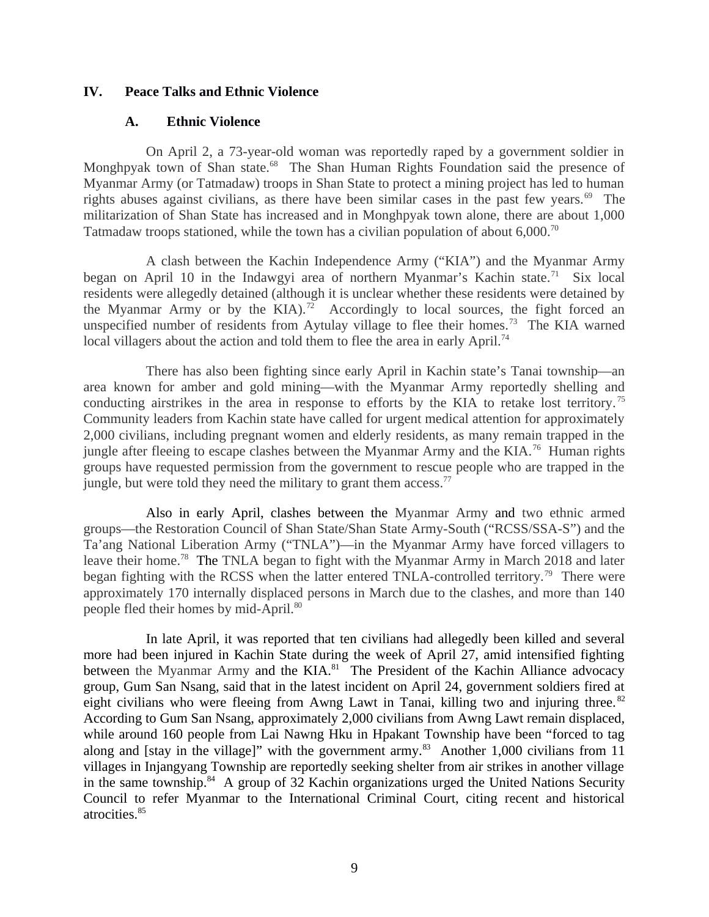## IV. Peace Talks and Ethnic Violence

### A. Ethnic Violence

On April 2, a 73-year-old woman was reportedly raped by a government soldier in Monghpyak town of Shan state.[68] The Shan Human Rights Foundation said the presence of Myanmar Army (or Tatmadaw) troops in Shan State to protect a mining project has led to human rights abuses against civilians, as there have been similar cases in the past few years.[69] The militarization of Shan State has increased and in Monghpyak town alone, there are about 1,000 Tatmadaw troops stationed, while the town has a civilian population of about 6,000.[70]

A clash between the Kachin Independence Army ("KIA") and the Myanmar Army began on April 10 in the Indawgyi area of northern Myanmar's Kachin state.[71] Six local residents were allegedly detained (although it is unclear whether these residents were detained by the Myanmar Army or by the KIA).[72] Accordingly to local sources, the fight forced an unspecified number of residents from Aytulay village to flee their homes.[73] The KIA warned local villagers about the action and told them to flee the area in early April.[74]

There has also been fighting since early April in Kachin state's Tanai township—an area known for amber and gold mining—with the Myanmar Army reportedly shelling and conducting airstrikes in the area in response to efforts by the KIA to retake lost territory.[75] Community leaders from Kachin state have called for urgent medical attention for approximately 2,000 civilians, including pregnant women and elderly residents, as many remain trapped in the jungle after fleeing to escape clashes between the Myanmar Army and the KIA.[76] Human rights groups have requested permission from the government to rescue people who are trapped in the jungle, but were told they need the military to grant them access.[77]

Also in early April, clashes between the Myanmar Army and two ethnic armed groups—the Restoration Council of Shan State/Shan State Army-South ("RCSS/SSA-S") and the Ta'ang National Liberation Army ("TNLA")—in the Myanmar Army have forced villagers to leave their home.[78] The TNLA began to fight with the Myanmar Army in March 2018 and later began fighting with the RCSS when the latter entered TNLA-controlled territory.[79] There were approximately 170 internally displaced persons in March due to the clashes, and more than 140 people fled their homes by mid-April.[80]

In late April, it was reported that ten civilians had allegedly been killed and several more had been injured in Kachin State during the week of April 27, amid intensified fighting between the Myanmar Army and the KIA.[81] The President of the Kachin Alliance advocacy group, Gum San Nsang, said that in the latest incident on April 24, government soldiers fired at eight civilians who were fleeing from Awng Lawt in Tanai, killing two and injuring three.[82] According to Gum San Nsang, approximately 2,000 civilians from Awng Lawt remain displaced, while around 160 people from Lai Nawng Hku in Hpakant Township have been "forced to tag along and [stay in the village]" with the government army.[83] Another 1,000 civilians from 11 villages in Injangyang Township are reportedly seeking shelter from air strikes in another village in the same township.[84] A group of 32 Kachin organizations urged the United Nations Security Council to refer Myanmar to the International Criminal Court, citing recent and historical atrocities.[85]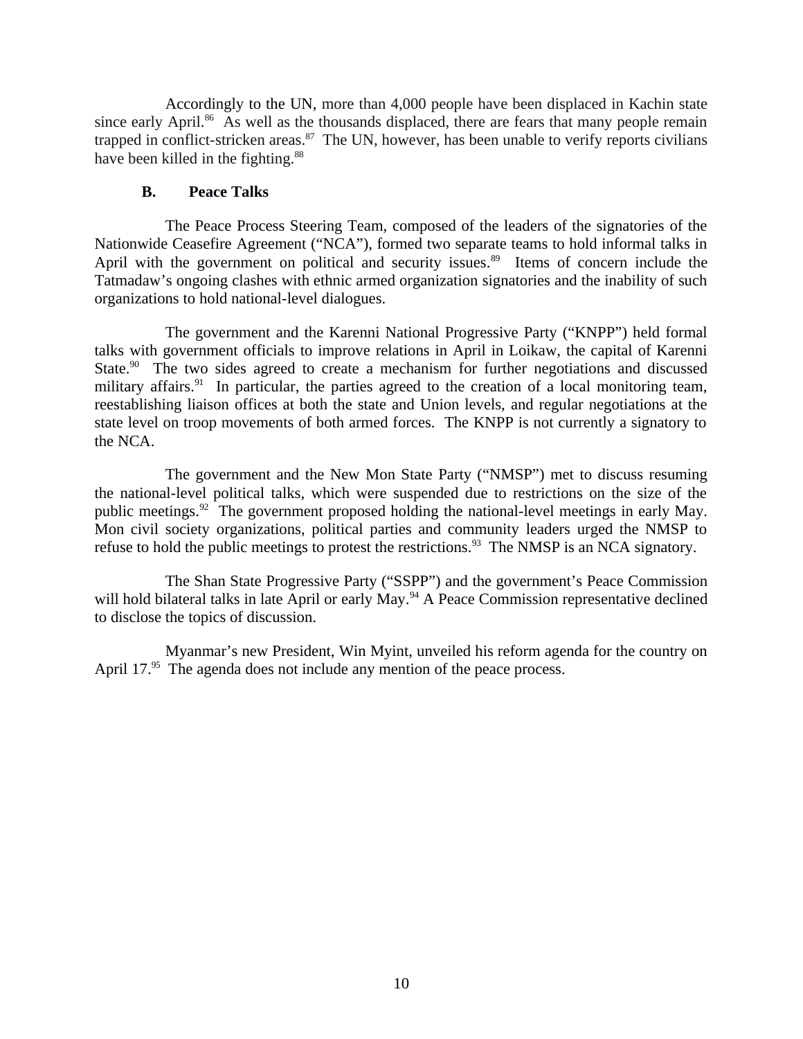Accordingly to the UN, more than 4,000 people have been displaced in Kachin state since early April.[86] As well as the thousands displaced, there are fears that many people remain trapped in conflict-stricken areas.[87] The UN, however, has been unable to verify reports civilians have been killed in the fighting.[88]

## B. Peace Talks

The Peace Process Steering Team, composed of the leaders of the signatories of the Nationwide Ceasefire Agreement ("NCA"), formed two separate teams to hold informal talks in April with the government on political and security issues.[89] Items of concern include the Tatmadaw's ongoing clashes with ethnic armed organization signatories and the inability of such organizations to hold national-level dialogues.

The government and the Karenni National Progressive Party ("KNPP") held formal talks with government officials to improve relations in April in Loikaw, the capital of Karenni State.[90] The two sides agreed to create a mechanism for further negotiations and discussed military affairs.[91] In particular, the parties agreed to the creation of a local monitoring team, reestablishing liaison offices at both the state and Union levels, and regular negotiations at the state level on troop movements of both armed forces. The KNPP is not currently a signatory to the NCA.

The government and the New Mon State Party ("NMSP") met to discuss resuming the national-level political talks, which were suspended due to restrictions on the size of the public meetings.[92] The government proposed holding the national-level meetings in early May. Mon civil society organizations, political parties and community leaders urged the NMSP to refuse to hold the public meetings to protest the restrictions.[93] The NMSP is an NCA signatory.

The Shan State Progressive Party ("SSPP") and the government's Peace Commission will hold bilateral talks in late April or early May.[94] A Peace Commission representative declined to disclose the topics of discussion.

Myanmar's new President, Win Myint, unveiled his reform agenda for the country on April 17.[95] The agenda does not include any mention of the peace process.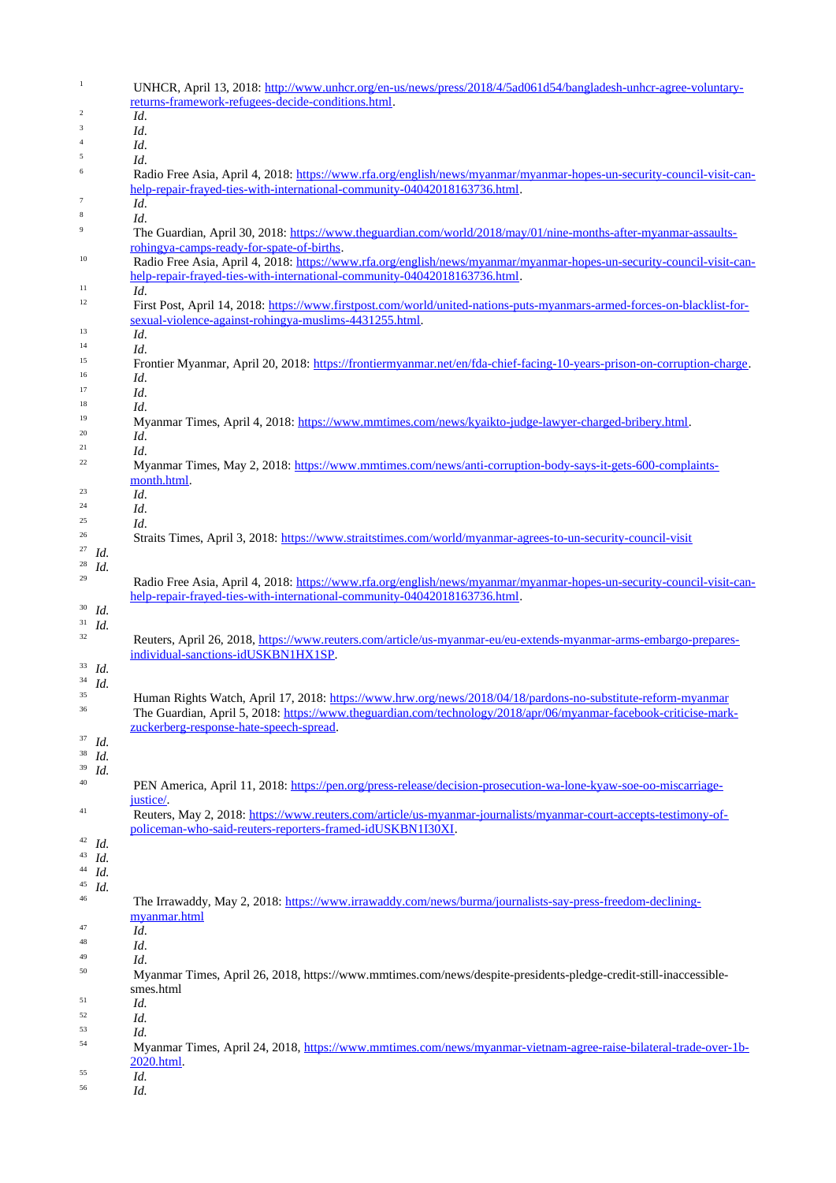[1] UNHCR, April 13, 2018: http://www.unhcr.org/en-us/news/press/2018/4/5ad061d54/bangladesh-unhcr-agree-voluntary-returns-framework-refugees-decide-conditions.html.

[2] *Id.*

[3] *Id.*

[4] *Id.*

[5] *Id.*

[6] Radio Free Asia, April 4, 2018: https://www.rfa.org/english/news/myanmar/myanmar-hopes-un-security-council-visit-can-help-repair-frayed-ties-with-international-community-04042018163736.html.

[7] *Id.*

[8] *Id.*

[9] The Guardian, April 30, 2018: https://www.theguardian.com/world/2018/may/01/nine-months-after-myanmar-assaults-rohingya-camps-ready-for-spate-of-births.

[10] Radio Free Asia, April 4, 2018: https://www.rfa.org/english/news/myanmar/myanmar-hopes-un-security-council-visit-can-help-repair-frayed-ties-with-international-community-04042018163736.html.

[11] *Id.*

[12] First Post, April 14, 2018: https://www.firstpost.com/world/united-nations-puts-myanmars-armed-forces-on-blacklist-for-sexual-violence-against-rohingya-muslims-4431255.html.

[13] *Id.*

[14] *Id.*

[15] Frontier Myanmar, April 20, 2018: https://frontiermyanmar.net/en/fda-chief-facing-10-years-prison-on-corruption-charge.

[16] *Id.*

[17] *Id.*

[18] *Id.*

[19] Myanmar Times, April 4, 2018: https://www.mmtimes.com/news/kyaikto-judge-lawyer-charged-bribery.html.

[20] *Id.*

[21] *Id.*

[22] Myanmar Times, May 2, 2018: https://www.mmtimes.com/news/anti-corruption-body-says-it-gets-600-complaints-month.html.

[23] *Id.*

[24] *Id.*

[25] *Id.*

[26] Straits Times, April 3, 2018: https://www.straitstimes.com/world/myanmar-agrees-to-un-security-council-visit

[27] *Id.*

[28] *Id.*

[29] Radio Free Asia, April 4, 2018: https://www.rfa.org/english/news/myanmar/myanmar-hopes-un-security-council-visit-can-help-repair-frayed-ties-with-international-community-04042018163736.html.

[30] *Id.*

[31] *Id.*

[32] Reuters, April 26, 2018, https://www.reuters.com/article/us-myanmar-eu/eu-extends-myanmar-arms-embargo-prepares-individual-sanctions-idUSKBN1HX1SP.

[33] *Id.*

[34] *Id.*

[35] Human Rights Watch, April 17, 2018: https://www.hrw.org/news/2018/04/18/pardons-no-substitute-reform-myanmar

[36] The Guardian, April 5, 2018: https://www.theguardian.com/technology/2018/apr/06/myanmar-facebook-criticise-mark-zuckerberg-response-hate-speech-spread.

[37] *Id.*

[38] *Id.*

[39] *Id.*

[40] PEN America, April 11, 2018: https://pen.org/press-release/decision-prosecution-wa-lone-kyaw-soe-oo-miscarriage-justice/.

[41] Reuters, May 2, 2018: https://www.reuters.com/article/us-myanmar-journalists/myanmar-court-accepts-testimony-of-policeman-who-said-reuters-reporters-framed-idUSKBN1I30XI.

[42] *Id.*

[43] *Id.*

[44] *Id.*

[45] *Id.*

[46] The Irrawaddy, May 2, 2018: https://www.irrawaddy.com/news/burma/journalists-say-press-freedom-declining-myanmar.html

[47] *Id.*

[48] *Id.*

[49] *Id.*

[50] Myanmar Times, April 26, 2018, https://www.mmtimes.com/news/despite-presidents-pledge-credit-still-inaccessible-smes.html

[51] *Id.*

[52] *Id.*

[53] *Id.*

[54] Myanmar Times, April 24, 2018, https://www.mmtimes.com/news/myanmar-vietnam-agree-raise-bilateral-trade-over-1b-2020.html.

[55] *Id.*

[56] *Id.*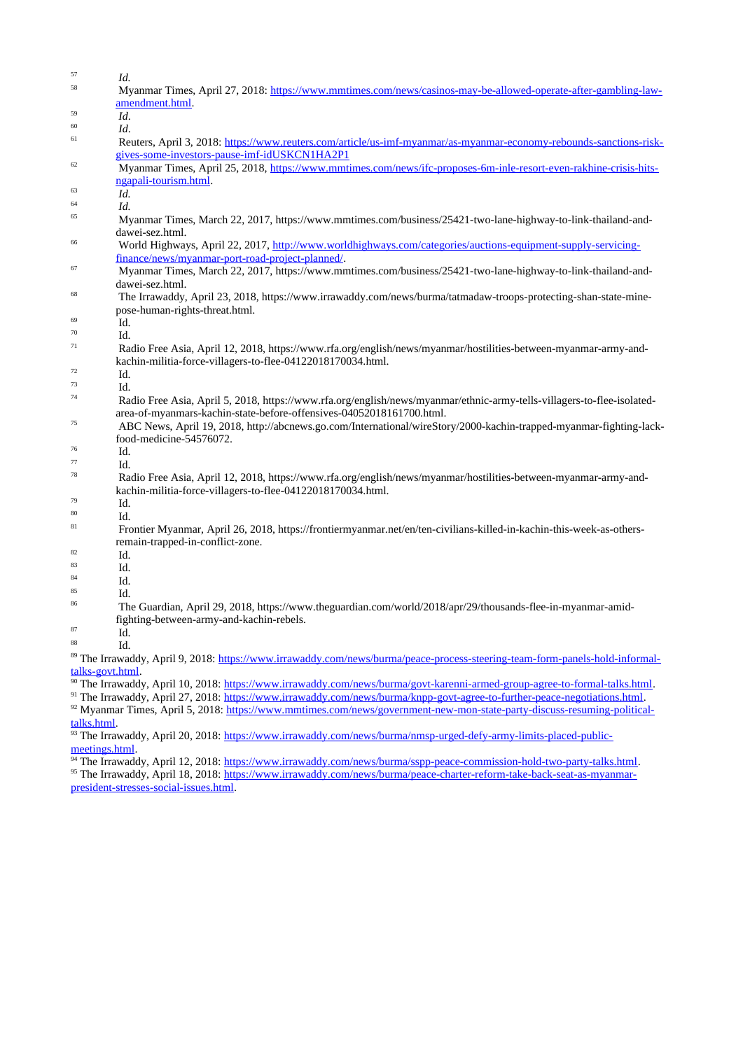[57] *Id.*

[58] Myanmar Times, April 27, 2018: https://www.mmtimes.com/news/casinos-may-be-allowed-operate-after-gambling-law-amendment.html.

[59] *Id.*

[60] *Id.*

[61] Reuters, April 3, 2018: https://www.reuters.com/article/us-imf-myanmar/as-myanmar-economy-rebounds-sanctions-risk-gives-some-investors-pause-imf-idUSKCN1HA2P1

[62] Myanmar Times, April 25, 2018, https://www.mmtimes.com/news/ifc-proposes-6m-inle-resort-even-rakhine-crisis-hits-ngapali-tourism.html.

[63] *Id.*

[64] *Id.*

[65] Myanmar Times, March 22, 2017, https://www.mmtimes.com/business/25421-two-lane-highway-to-link-thailand-and-dawei-sez.html.

[66] World Highways, April 22, 2017, http://www.worldhighways.com/categories/auctions-equipment-supply-servicing-finance/news/myanmar-port-road-project-planned/.

[67] Myanmar Times, March 22, 2017, https://www.mmtimes.com/business/25421-two-lane-highway-to-link-thailand-and-dawei-sez.html.

[68] The Irrawaddy, April 23, 2018, https://www.irrawaddy.com/news/burma/tatmadaw-troops-protecting-shan-state-mine-pose-human-rights-threat.html.

[69] Id.

[70] Id.

[71] Radio Free Asia, April 12, 2018, https://www.rfa.org/english/news/myanmar/hostilities-between-myanmar-army-and-kachin-militia-force-villagers-to-flee-04122018170034.html.

[72] Id.

[73] Id.

[74] Radio Free Asia, April 5, 2018, https://www.rfa.org/english/news/myanmar/ethnic-army-tells-villagers-to-flee-isolated-area-of-myanmars-kachin-state-before-offensives-04052018161700.html.

[75] ABC News, April 19, 2018, http://abcnews.go.com/International/wireStory/2000-kachin-trapped-myanmar-fighting-lack-food-medicine-54576072.

[76] Id.

[77] Id.

[78] Radio Free Asia, April 12, 2018, https://www.rfa.org/english/news/myanmar/hostilities-between-myanmar-army-and-kachin-militia-force-villagers-to-flee-04122018170034.html.

[79] Id.

[80] Id.

[81] Frontier Myanmar, April 26, 2018, https://frontiermyanmar.net/en/ten-civilians-killed-in-kachin-this-week-as-others-remain-trapped-in-conflict-zone.

[82] Id.

[83] Id.

[84] Id.

[85] Id.

[86] The Guardian, April 29, 2018, https://www.theguardian.com/world/2018/apr/29/thousands-flee-in-myanmar-amid-fighting-between-army-and-kachin-rebels.

[87] Id.

[88] Id.

[89] The Irrawaddy, April 9, 2018: https://www.irrawaddy.com/news/burma/peace-process-steering-team-form-panels-hold-informal-talks-govt.html.

[90] The Irrawaddy, April 10, 2018: https://www.irrawaddy.com/news/burma/govt-karenni-armed-group-agree-to-formal-talks.html.

[91] The Irrawaddy, April 27, 2018: https://www.irrawaddy.com/news/burma/knpp-govt-agree-to-further-peace-negotiations.html.

[92] Myanmar Times, April 5, 2018: https://www.mmtimes.com/news/government-new-mon-state-party-discuss-resuming-political-talks.html.

[93] The Irrawaddy, April 20, 2018: https://www.irrawaddy.com/news/burma/nmsp-urged-defy-army-limits-placed-public-meetings.html.

[94] The Irrawaddy, April 12, 2018: https://www.irrawaddy.com/news/burma/sspp-peace-commission-hold-two-party-talks.html.

[95] The Irrawaddy, April 18, 2018: https://www.irrawaddy.com/news/burma/peace-charter-reform-take-back-seat-as-myanmar-president-stresses-social-issues.html.